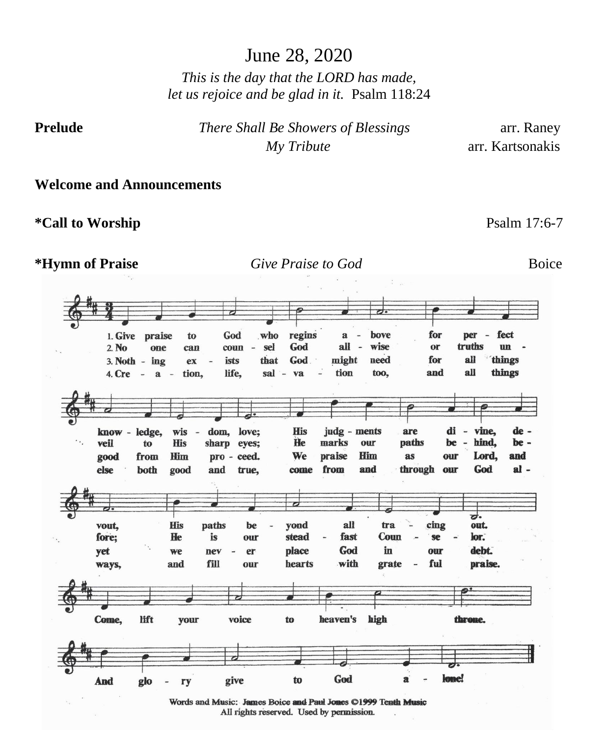# June 28, 2020

*This is the day that the LORD has made,*
*let us rejoice and be glad in it.* Psalm 118:24

**Prelude** *There Shall Be Showers of Blessings* arr. Raney
*My Tribute* arr. Kartsonakis

**Welcome and Announcements**

**\*Call to Worship** Psalm 17:6-7

**\*Hymn of Praise** *Give Praise to God* Boice

1. Give praise to God who regins above for perfect knowledge, wisdom, love; His judgments are divine, devout, His paths beyond all tracing out.
2. No one can counsel God all-wise or truths unveil to His sharp eyes; He marks our paths behind, before; He is our steadfast Counselor.
3. Nothing exists that God might need for all things good from Him proceed. We praise Him as our Lord, and yet we never place God in our debt.
4. Creation, life, salvation too, and all things else both good and true, come from and through our God always, and fill our hearts with grateful praise.

Come, lift your voice to heaven's high throne. And glory give to God alone!

Words and Music: James Boice and Paul Jones ©1999 Tenth Music
All rights reserved. Used by permission.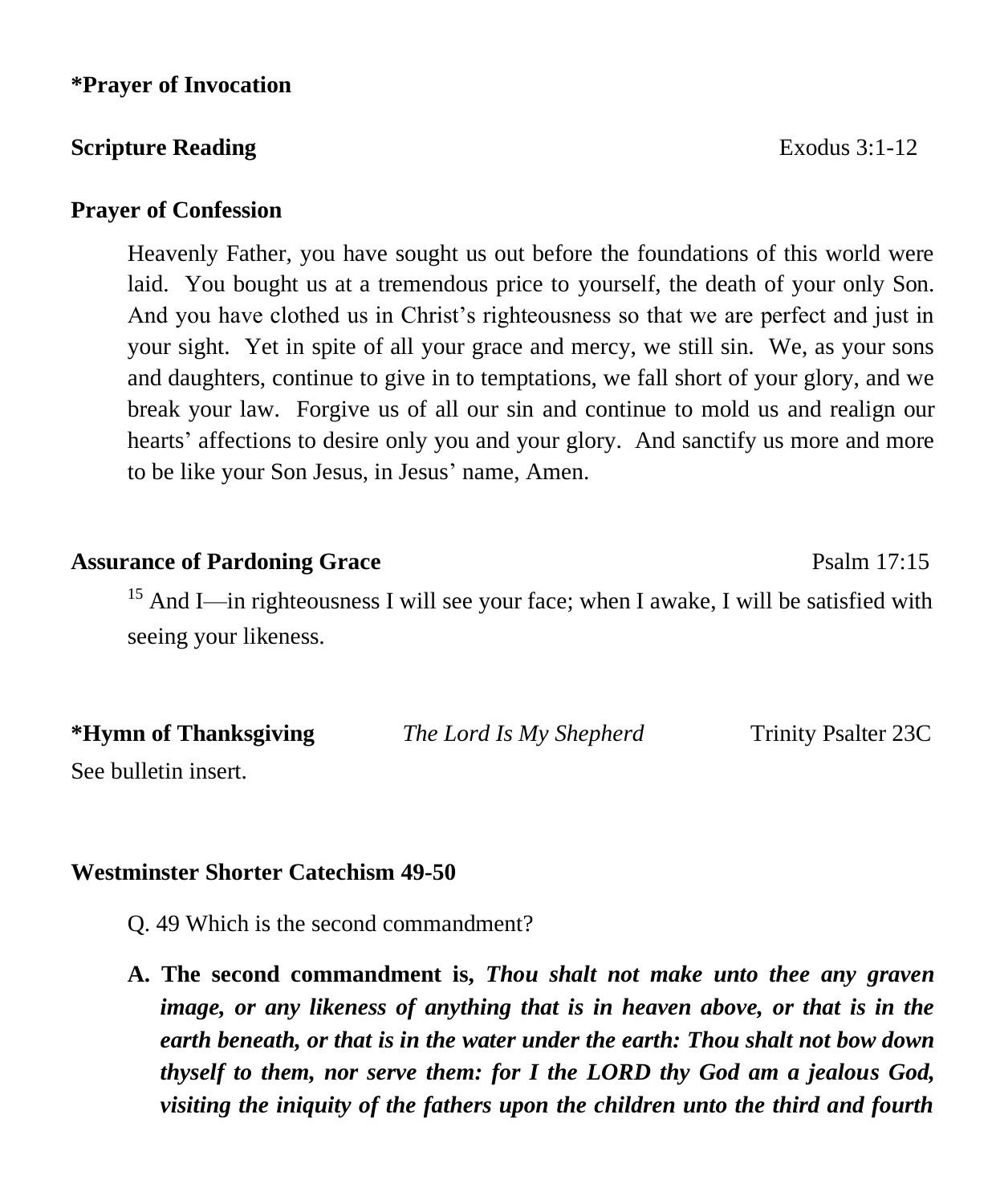**\*Prayer of Invocation**

**Scripture Reading** Exodus 3:1-12

**Prayer of Confession**

Heavenly Father, you have sought us out before the foundations of this world were laid. You bought us at a tremendous price to yourself, the death of your only Son. And you have clothed us in Christ's righteousness so that we are perfect and just in your sight. Yet in spite of all your grace and mercy, we still sin. We, as your sons and daughters, continue to give in to temptations, we fall short of your glory, and we break your law. Forgive us of all our sin and continue to mold us and realign our hearts' affections to desire only you and your glory. And sanctify us more and more to be like your Son Jesus, in Jesus' name, Amen.

**Assurance of Pardoning Grace** Psalm 17:15

[15] And I—in righteousness I will see your face; when I awake, I will be satisfied with seeing your likeness.

**\*Hymn of Thanksgiving** *The Lord Is My Shepherd* Trinity Psalter 23C

See bulletin insert.

**Westminster Shorter Catechism 49-50**

Q. 49 Which is the second commandment?

**A. The second commandment is, *Thou shalt not make unto thee any graven image, or any likeness of anything that is in heaven above, or that is in the earth beneath, or that is in the water under the earth: Thou shalt not bow down thyself to them, nor serve them: for I the LORD thy God am a jealous God, visiting the iniquity of the fathers upon the children unto the third and fourth***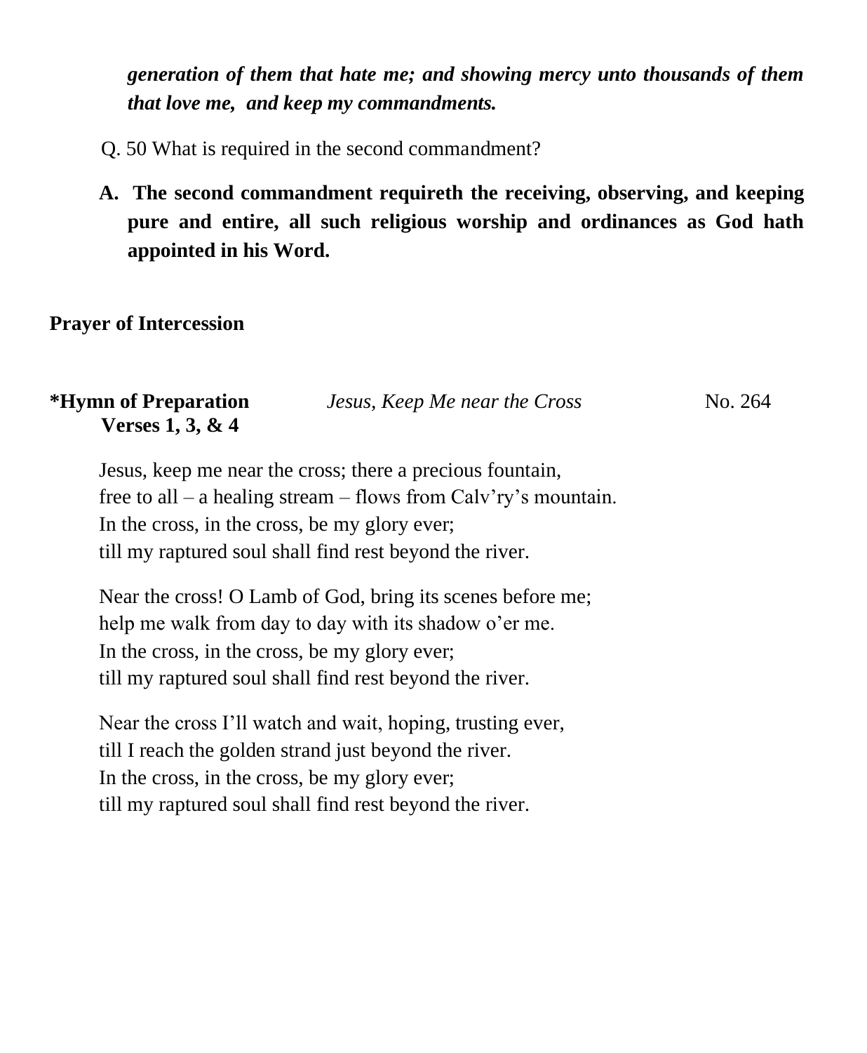***generation of them that hate me; and showing mercy unto thousands of them that love me, and keep my commandments.***

Q. 50 What is required in the second commandment?

**A. The second commandment requireth the receiving, observing, and keeping pure and entire, all such religious worship and ordinances as God hath appointed in his Word.**

**Prayer of Intercession**

**\*Hymn of Preparation** *Jesus, Keep Me near the Cross* No. 264
**Verses 1, 3, & 4**

Jesus, keep me near the cross; there a precious fountain,
free to all – a healing stream – flows from Calv'ry's mountain.
In the cross, in the cross, be my glory ever;
till my raptured soul shall find rest beyond the river.

Near the cross! O Lamb of God, bring its scenes before me;
help me walk from day to day with its shadow o'er me.
In the cross, in the cross, be my glory ever;
till my raptured soul shall find rest beyond the river.

Near the cross I'll watch and wait, hoping, trusting ever,
till I reach the golden strand just beyond the river.
In the cross, in the cross, be my glory ever;
till my raptured soul shall find rest beyond the river.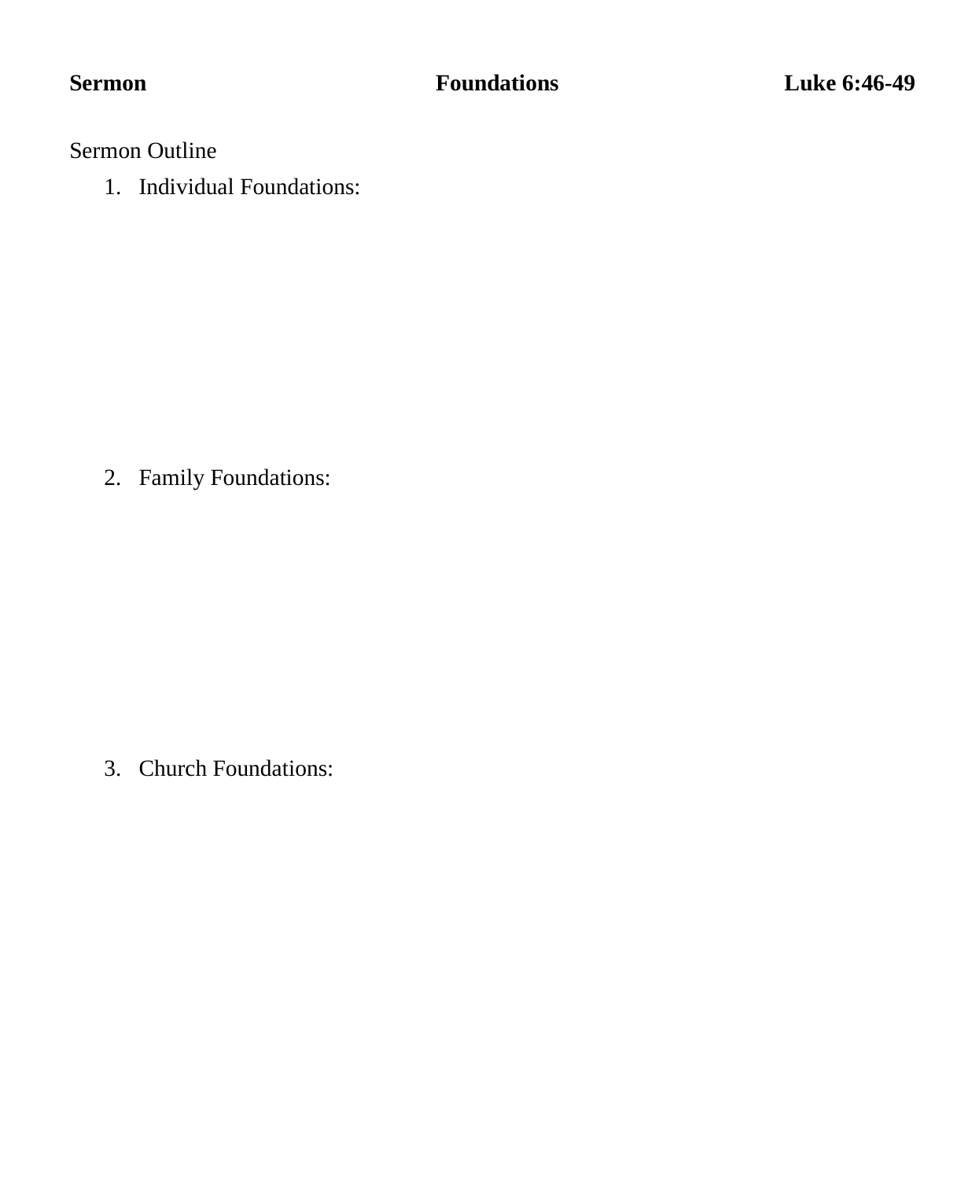**Sermon** **Foundations** **Luke 6:46-49**

Sermon Outline

1. Individual Foundations:

2. Family Foundations:

3. Church Foundations: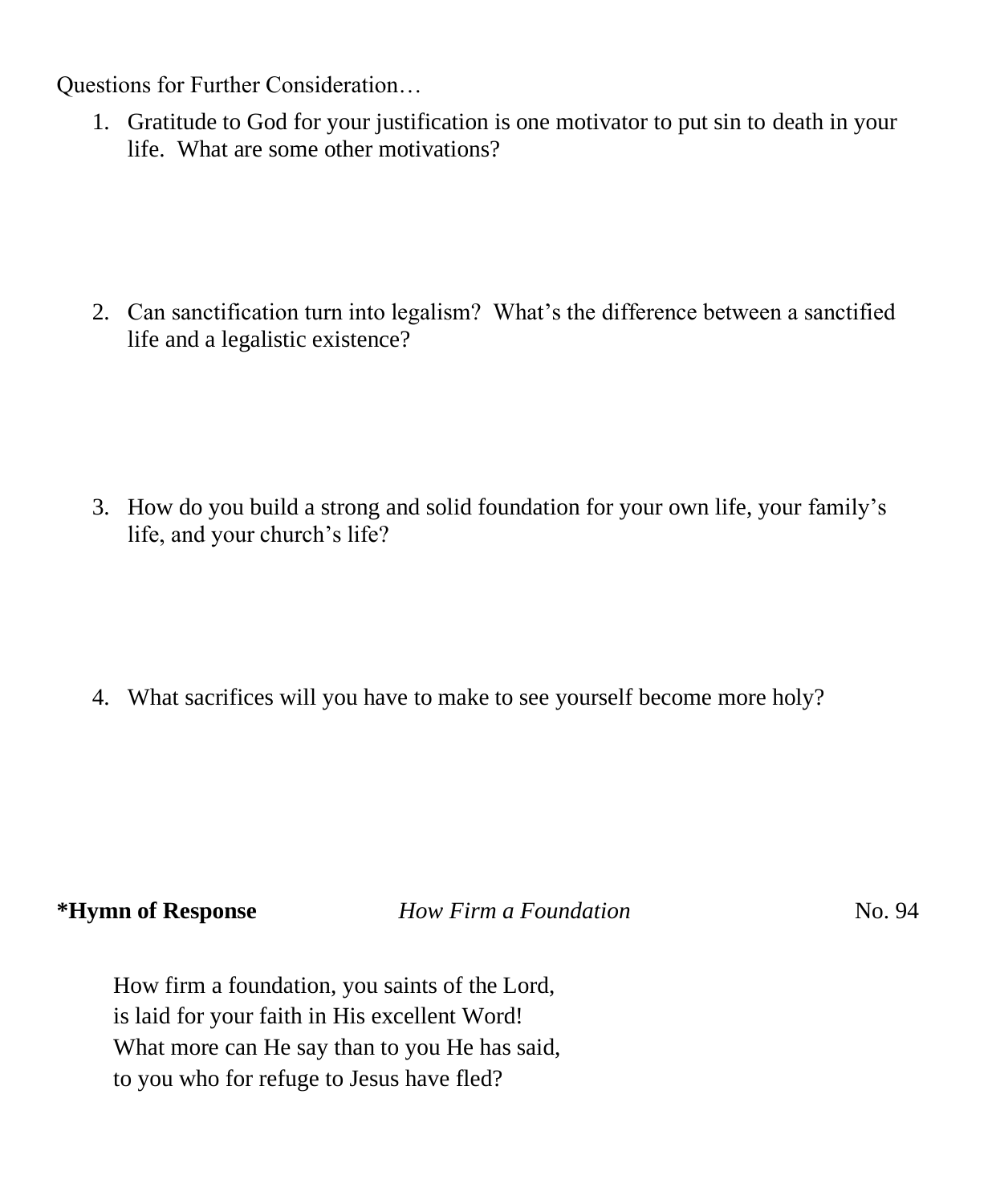Questions for Further Consideration…

1. Gratitude to God for your justification is one motivator to put sin to death in your life. What are some other motivations?

2. Can sanctification turn into legalism? What's the difference between a sanctified life and a legalistic existence?

3. How do you build a strong and solid foundation for your own life, your family's life, and your church's life?

4. What sacrifices will you have to make to see yourself become more holy?

**\*Hymn of Response** *How Firm a Foundation* No. 94

How firm a foundation, you saints of the Lord,
is laid for your faith in His excellent Word!
What more can He say than to you He has said,
to you who for refuge to Jesus have fled?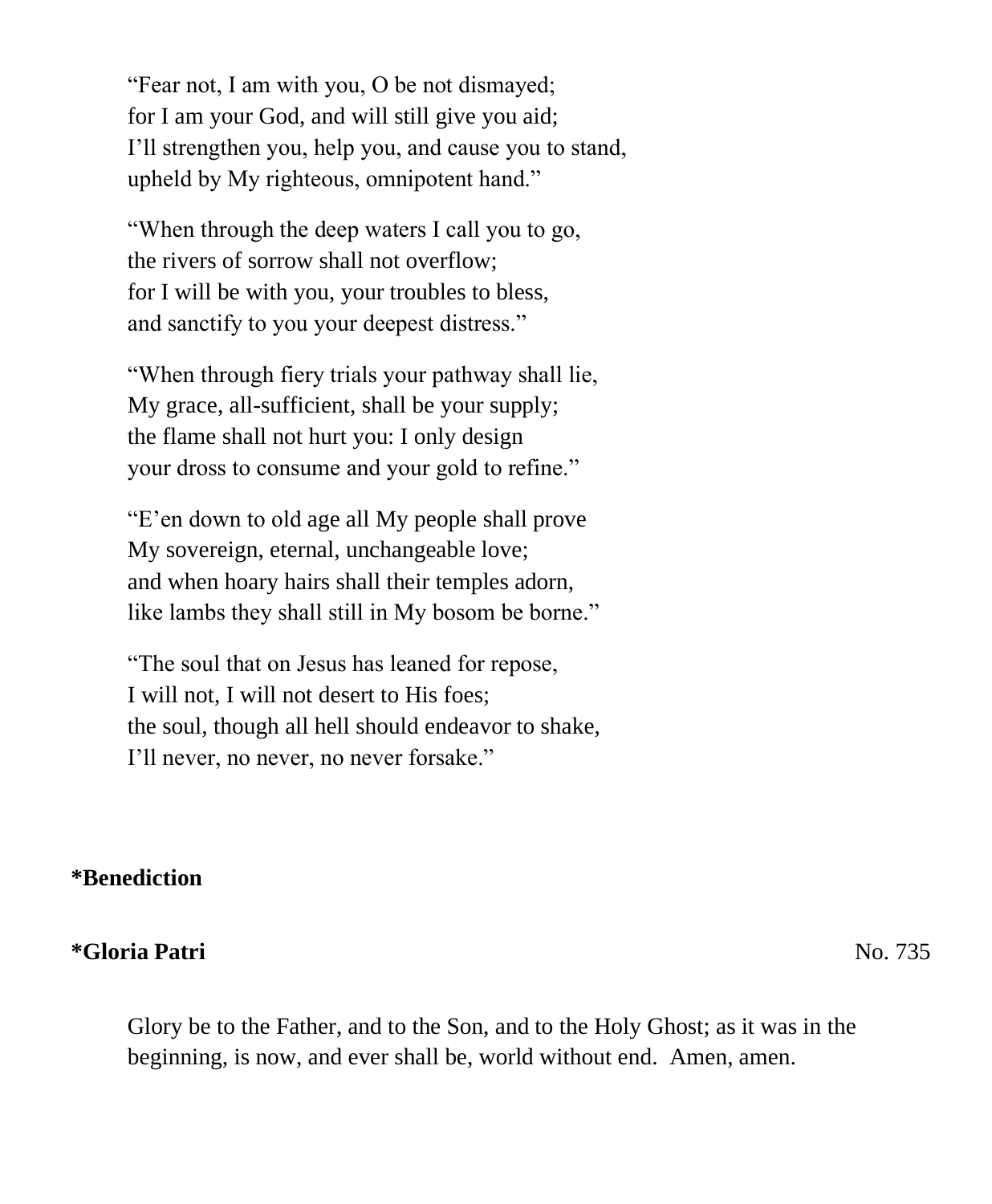"Fear not, I am with you, O be not dismayed;  
for I am your God, and will still give you aid;  
I'll strengthen you, help you, and cause you to stand,  
upheld by My righteous, omnipotent hand."

"When through the deep waters I call you to go,  
the rivers of sorrow shall not overflow;  
for I will be with you, your troubles to bless,  
and sanctify to you your deepest distress."

"When through fiery trials your pathway shall lie,  
My grace, all-sufficient, shall be your supply;  
the flame shall not hurt you: I only design  
your dross to consume and your gold to refine."

"E'en down to old age all My people shall prove  
My sovereign, eternal, unchangeable love;  
and when hoary hairs shall their temples adorn,  
like lambs they shall still in My bosom be borne."

"The soul that on Jesus has leaned for repose,  
I will not, I will not desert to His foes;  
the soul, though all hell should endeavor to shake,  
I'll never, no never, no never forsake."

**\*Benediction**

**\*Gloria Patri** No. 735

Glory be to the Father, and to the Son, and to the Holy Ghost; as it was in the beginning, is now, and ever shall be, world without end. Amen, amen.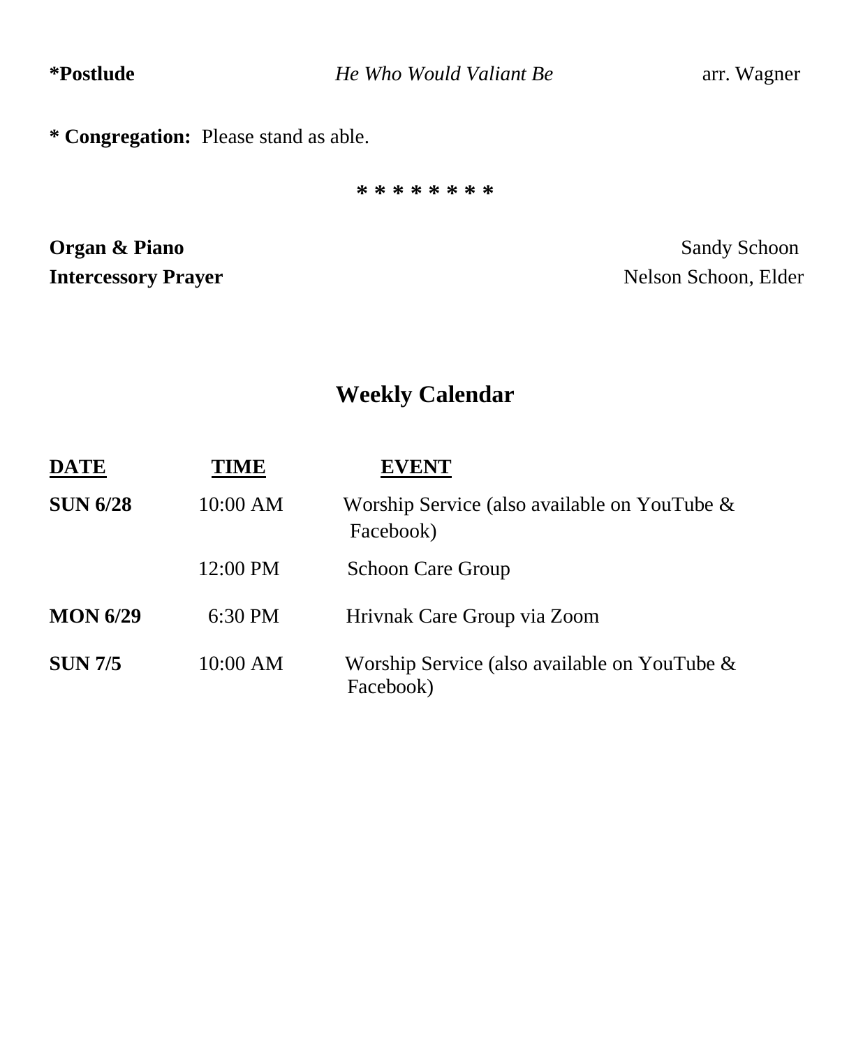**\*Postlude** *He Who Would Valiant Be* arr. Wagner

**\* Congregation:** Please stand as able.

\* \* \* \* \* \* \* \* \*

**Organ & Piano** Sandy Schoon
**Intercessory Prayer** Nelson Schoon, Elder

## Weekly Calendar

| **DATE** | **TIME** | **EVENT** |
|---|---|---|
| **SUN 6/28** | 10:00 AM | Worship Service (also available on YouTube & Facebook) |
| | 12:00 PM | Schoon Care Group |
| **MON 6/29** | 6:30 PM | Hrivnak Care Group via Zoom |
| **SUN 7/5** | 10:00 AM | Worship Service (also available on YouTube & Facebook) |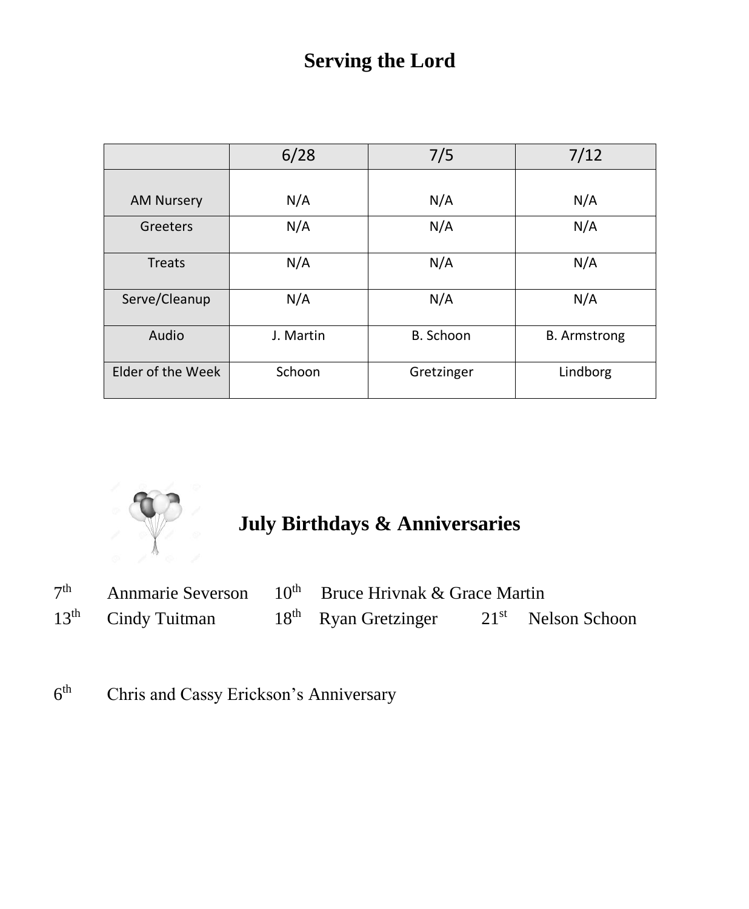# Serving the Lord

| | 6/28 | 7/5 | 7/12 |
|---|---|---|---|
| AM Nursery | N/A | N/A | N/A |
| Greeters | N/A | N/A | N/A |
| Treats | N/A | N/A | N/A |
| Serve/Cleanup | N/A | N/A | N/A |
| Audio | J. Martin | B. Schoon | B. Armstrong |
| Elder of the Week | Schoon | Gretzinger | Lindborg |

## July Birthdays & Anniversaries

7th Annmarie Severson 10th Bruce Hrivnak & Grace Martin

13th Cindy Tuitman 18th Ryan Gretzinger 21st Nelson Schoon

6th Chris and Cassy Erickson's Anniversary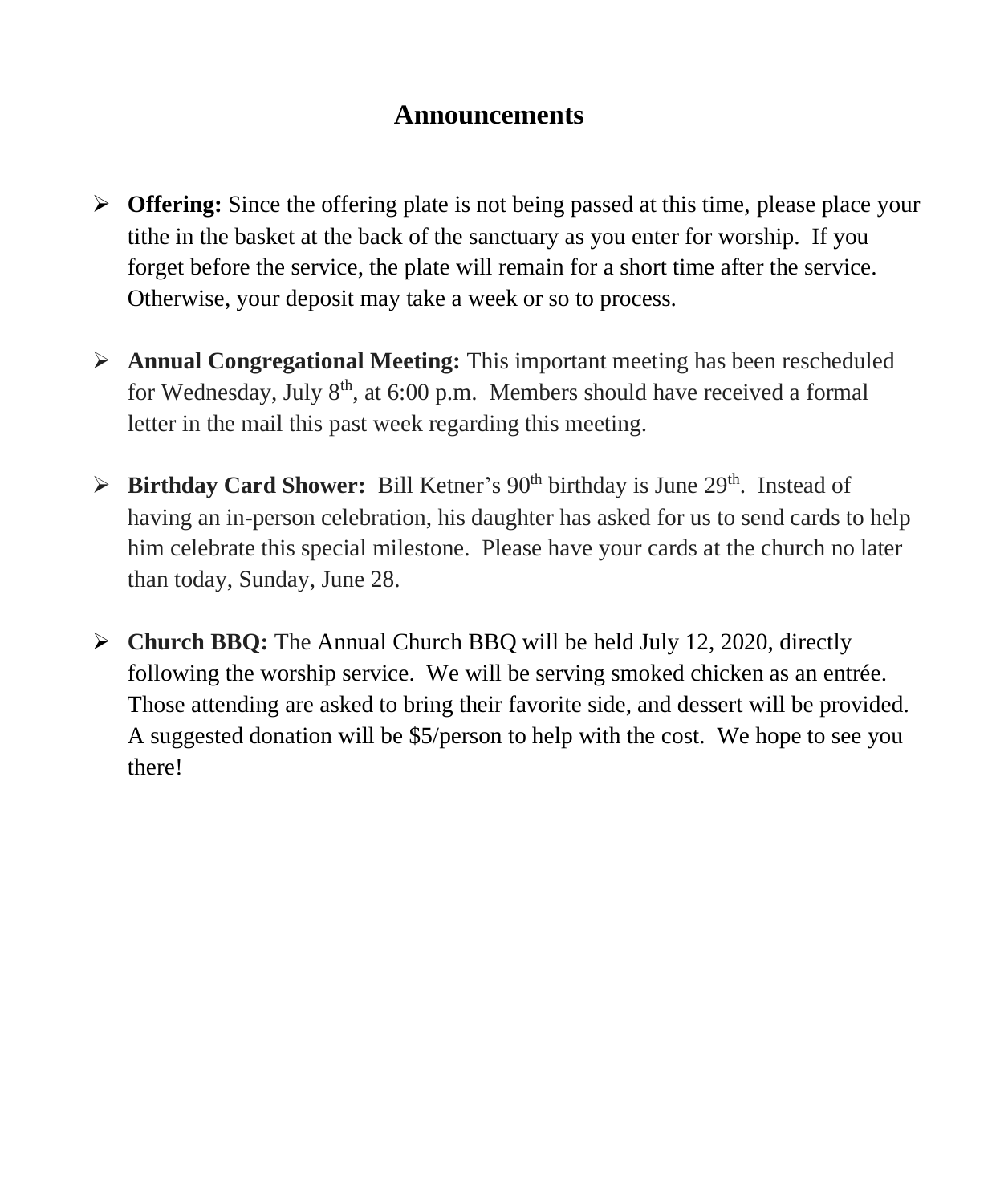## Announcements

- **Offering:** Since the offering plate is not being passed at this time, please place your tithe in the basket at the back of the sanctuary as you enter for worship. If you forget before the service, the plate will remain for a short time after the service. Otherwise, your deposit may take a week or so to process.

- **Annual Congregational Meeting:** This important meeting has been rescheduled for Wednesday, July 8th, at 6:00 p.m. Members should have received a formal letter in the mail this past week regarding this meeting.

- **Birthday Card Shower:** Bill Ketner's 90th birthday is June 29th. Instead of having an in-person celebration, his daughter has asked for us to send cards to help him celebrate this special milestone. Please have your cards at the church no later than today, Sunday, June 28.

- **Church BBQ:** The Annual Church BBQ will be held July 12, 2020, directly following the worship service. We will be serving smoked chicken as an entrée. Those attending are asked to bring their favorite side, and dessert will be provided. A suggested donation will be $5/person to help with the cost. We hope to see you there!